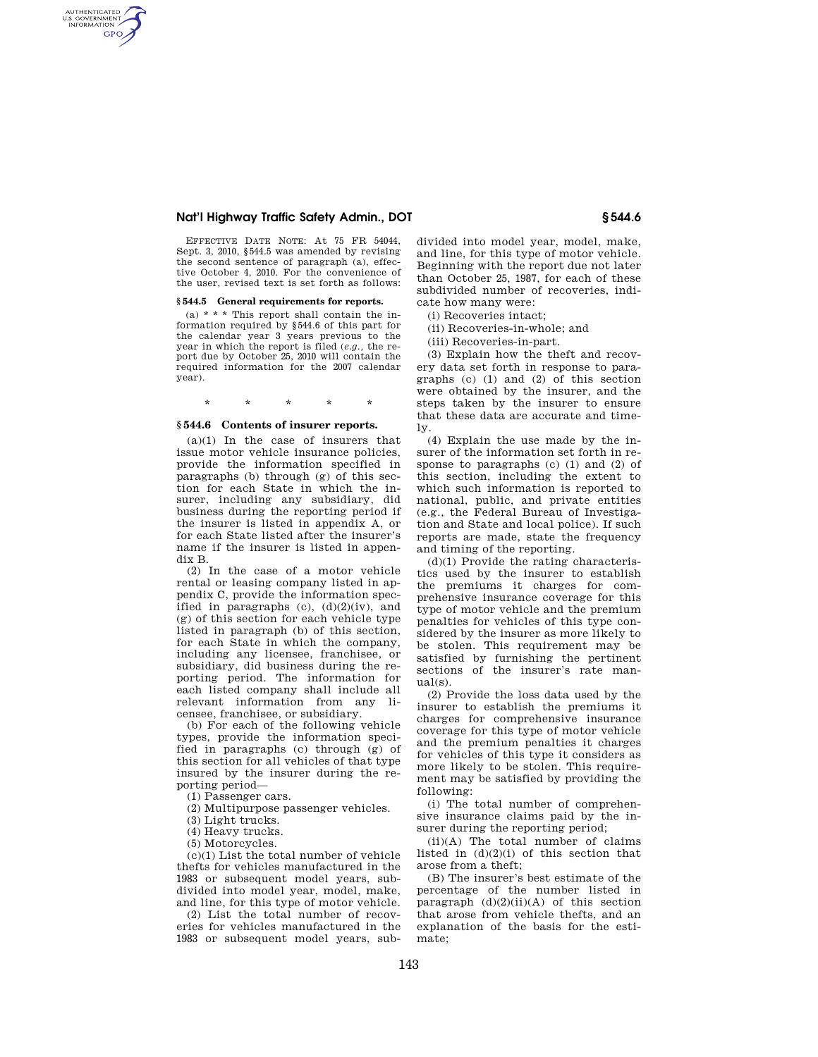EFFECTIVE DATE NOTE: At 75 FR 54044, Sept. 3, 2010, §544.5 was amended by revising the second sentence of paragraph (a), effective October 4, 2010. For the convenience of the user, revised text is set forth as follows:

**§ 544.5 General requirements for reports.**

(a) * * * This report shall contain the information required by §544.6 of this part for the calendar year 3 years previous to the year in which the report is filed (*e.g.*, the report due by October 25, 2010 will contain the required information for the 2007 calendar year).

\* \* \* \* \*

## § 544.6 Contents of insurer reports.

(a)(1) In the case of insurers that issue motor vehicle insurance policies, provide the information specified in paragraphs (b) through (g) of this section for each State in which the insurer, including any subsidiary, did business during the reporting period if the insurer is listed in appendix A, or for each State listed after the insurer's name if the insurer is listed in appendix B.

(2) In the case of a motor vehicle rental or leasing company listed in appendix C, provide the information specified in paragraphs (c), (d)(2)(iv), and (g) of this section for each vehicle type listed in paragraph (b) of this section, for each State in which the company, including any licensee, franchisee, or subsidiary, did business during the reporting period. The information for each listed company shall include all relevant information from any licensee, franchisee, or subsidiary.

(b) For each of the following vehicle types, provide the information specified in paragraphs (c) through (g) of this section for all vehicles of that type insured by the insurer during the reporting period—

(1) Passenger cars.

(2) Multipurpose passenger vehicles.

(3) Light trucks.

(4) Heavy trucks.

(5) Motorcycles.

(c)(1) List the total number of vehicle thefts for vehicles manufactured in the 1983 or subsequent model years, subdivided into model year, model, make, and line, for this type of motor vehicle.

(2) List the total number of recoveries for vehicles manufactured in the 1983 or subsequent model years, subdivided into model year, model, make, and line, for this type of motor vehicle. Beginning with the report due not later than October 25, 1987, for each of these subdivided number of recoveries, indicate how many were:

(i) Recoveries intact;

(ii) Recoveries-in-whole; and

(iii) Recoveries-in-part.

(3) Explain how the theft and recovery data set forth in response to paragraphs (c) (1) and (2) of this section were obtained by the insurer, and the steps taken by the insurer to ensure that these data are accurate and timely.

(4) Explain the use made by the insurer of the information set forth in response to paragraphs (c) (1) and (2) of this section, including the extent to which such information is reported to national, public, and private entities (e.g., the Federal Bureau of Investigation and State and local police). If such reports are made, state the frequency and timing of the reporting.

(d)(1) Provide the rating characteristics used by the insurer to establish the premiums it charges for comprehensive insurance coverage for this type of motor vehicle and the premium penalties for vehicles of this type considered by the insurer as more likely to be stolen. This requirement may be satisfied by furnishing the pertinent sections of the insurer's rate manual(s).

(2) Provide the loss data used by the insurer to establish the premiums it charges for comprehensive insurance coverage for this type of motor vehicle and the premium penalties it charges for vehicles of this type it considers as more likely to be stolen. This requirement may be satisfied by providing the following:

(i) The total number of comprehensive insurance claims paid by the insurer during the reporting period;

(ii)(A) The total number of claims listed in (d)(2)(i) of this section that arose from a theft;

(B) The insurer's best estimate of the percentage of the number listed in paragraph (d)(2)(ii)(A) of this section that arose from vehicle thefts, and an explanation of the basis for the estimate;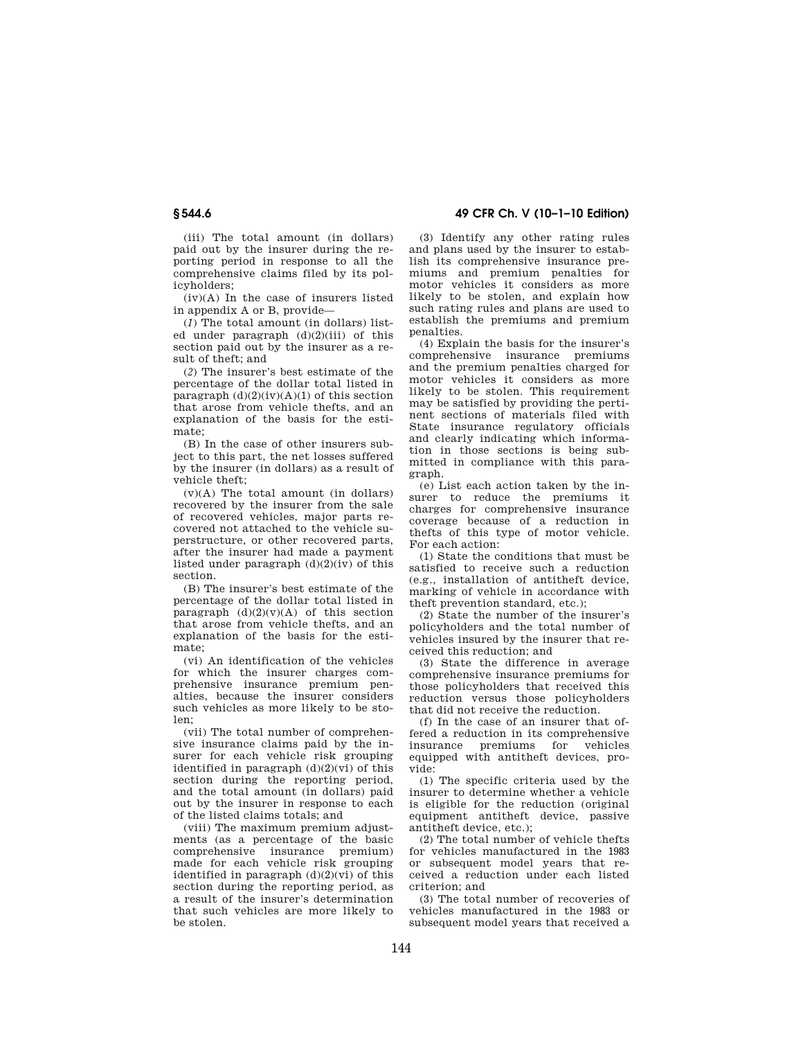(iii) The total amount (in dollars) paid out by the insurer during the reporting period in response to all the comprehensive claims filed by its policyholders;

(iv)(A) In the case of insurers listed in appendix A or B, provide—

(*1*) The total amount (in dollars) listed under paragraph (d)(2)(iii) of this section paid out by the insurer as a result of theft; and

(*2*) The insurer's best estimate of the percentage of the dollar total listed in paragraph (d)(2)(iv)(A)(1) of this section that arose from vehicle thefts, and an explanation of the basis for the estimate;

(B) In the case of other insurers subject to this part, the net losses suffered by the insurer (in dollars) as a result of vehicle theft;

(v)(A) The total amount (in dollars) recovered by the insurer from the sale of recovered vehicles, major parts recovered not attached to the vehicle superstructure, or other recovered parts, after the insurer had made a payment listed under paragraph (d)(2)(iv) of this section.

(B) The insurer's best estimate of the percentage of the dollar total listed in paragraph (d)(2)(v)(A) of this section that arose from vehicle thefts, and an explanation of the basis for the estimate;

(vi) An identification of the vehicles for which the insurer charges comprehensive insurance premium penalties, because the insurer considers such vehicles as more likely to be stolen;

(vii) The total number of comprehensive insurance claims paid by the insurer for each vehicle risk grouping identified in paragraph (d)(2)(vi) of this section during the reporting period, and the total amount (in dollars) paid out by the insurer in response to each of the listed claims totals; and

(viii) The maximum premium adjustments (as a percentage of the basic comprehensive insurance premium) made for each vehicle risk grouping identified in paragraph (d)(2)(vi) of this section during the reporting period, as a result of the insurer's determination that such vehicles are more likely to be stolen.

(3) Identify any other rating rules and plans used by the insurer to establish its comprehensive insurance premiums and premium penalties for motor vehicles it considers as more likely to be stolen, and explain how such rating rules and plans are used to establish the premiums and premium penalties.

(4) Explain the basis for the insurer's comprehensive insurance premiums and the premium penalties charged for motor vehicles it considers as more likely to be stolen. This requirement may be satisfied by providing the pertinent sections of materials filed with State insurance regulatory officials and clearly indicating which information in those sections is being submitted in compliance with this paragraph.

(e) List each action taken by the insurer to reduce the premiums it charges for comprehensive insurance coverage because of a reduction in thefts of this type of motor vehicle. For each action:

(1) State the conditions that must be satisfied to receive such a reduction (e.g., installation of antitheft device, marking of vehicle in accordance with theft prevention standard, etc.);

(2) State the number of the insurer's policyholders and the total number of vehicles insured by the insurer that received this reduction; and

(3) State the difference in average comprehensive insurance premiums for those policyholders that received this reduction versus those policyholders that did not receive the reduction.

(f) In the case of an insurer that offered a reduction in its comprehensive insurance premiums for vehicles equipped with antitheft devices, provide:

(1) The specific criteria used by the insurer to determine whether a vehicle is eligible for the reduction (original equipment antitheft device, passive antitheft device, etc.);

(2) The total number of vehicle thefts for vehicles manufactured in the 1983 or subsequent model years that received a reduction under each listed criterion; and

(3) The total number of recoveries of vehicles manufactured in the 1983 or subsequent model years that received a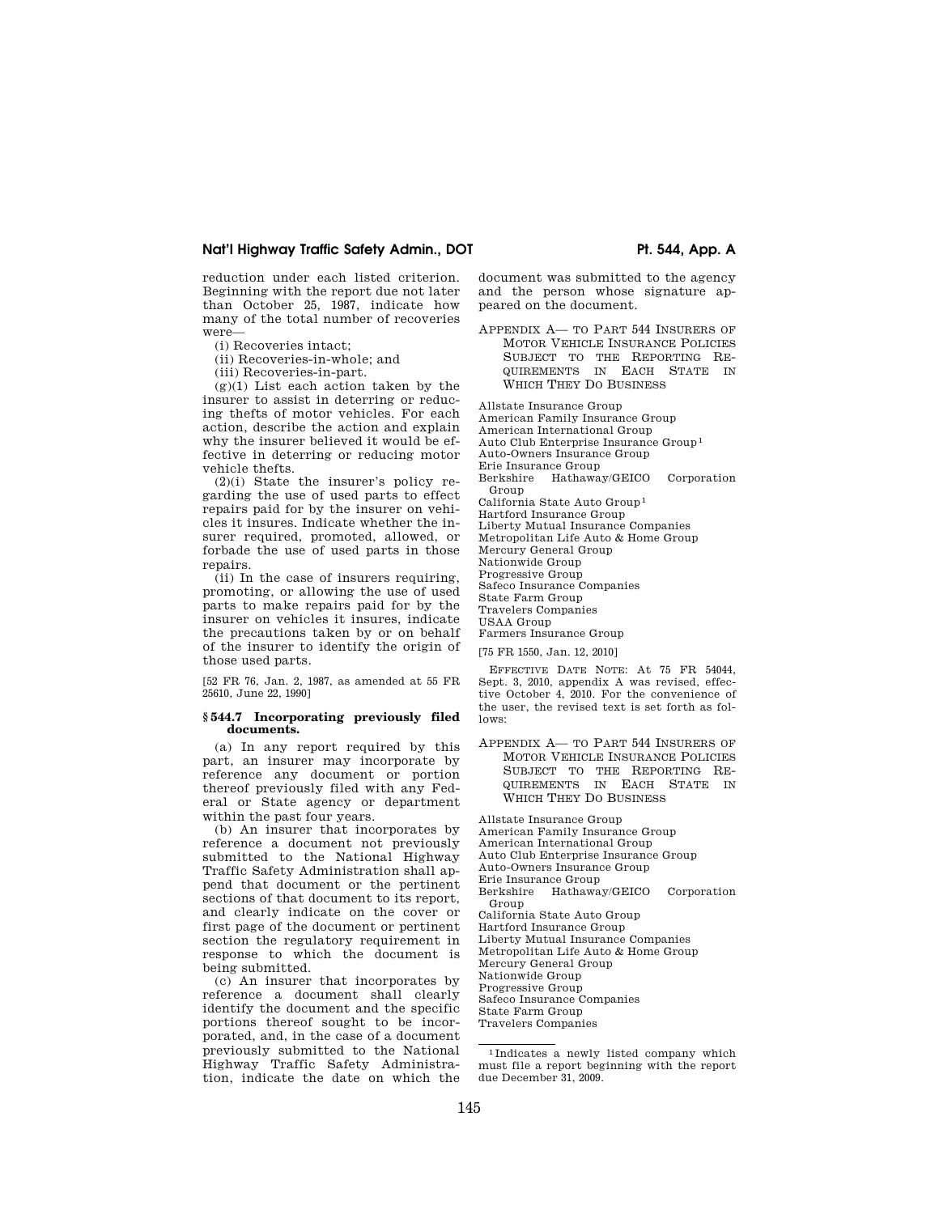reduction under each listed criterion. Beginning with the report due not later than October 25, 1987, indicate how many of the total number of recoveries were—

(i) Recoveries intact;

(ii) Recoveries-in-whole; and

(iii) Recoveries-in-part.

(g)(1) List each action taken by the insurer to assist in deterring or reducing thefts of motor vehicles. For each action, describe the action and explain why the insurer believed it would be effective in deterring or reducing motor vehicle thefts.

(2)(i) State the insurer's policy regarding the use of used parts to effect repairs paid for by the insurer on vehicles it insures. Indicate whether the insurer required, promoted, allowed, or forbade the use of used parts in those repairs.

(ii) In the case of insurers requiring, promoting, or allowing the use of used parts to make repairs paid for by the insurer on vehicles it insures, indicate the precautions taken by or on behalf of the insurer to identify the origin of those used parts.

[52 FR 76, Jan. 2, 1987, as amended at 55 FR 25610, June 22, 1990]

### § 544.7 Incorporating previously filed documents.

(a) In any report required by this part, an insurer may incorporate by reference any document or portion thereof previously filed with any Federal or State agency or department within the past four years.

(b) An insurer that incorporates by reference a document not previously submitted to the National Highway Traffic Safety Administration shall append that document or the pertinent sections of that document to its report, and clearly indicate on the cover or first page of the document or pertinent section the regulatory requirement in response to which the document is being submitted.

(c) An insurer that incorporates by reference a document shall clearly identify the document and the specific portions thereof sought to be incorporated, and, in the case of a document previously submitted to the National Highway Traffic Safety Administration, indicate the date on which the document was submitted to the agency and the person whose signature appeared on the document.

## APPENDIX A— TO PART 544 INSURERS OF MOTOR VEHICLE INSURANCE POLICIES SUBJECT TO THE REPORTING REQUIREMENTS IN EACH STATE IN WHICH THEY DO BUSINESS

Allstate Insurance Group
American Family Insurance Group
American International Group
Auto Club Enterprise Insurance Group[1]
Auto-Owners Insurance Group
Erie Insurance Group
Berkshire Hathaway/GEICO Corporation Group
California State Auto Group[1]
Hartford Insurance Group
Liberty Mutual Insurance Companies
Metropolitan Life Auto & Home Group
Mercury General Group
Nationwide Group
Progressive Group
Safeco Insurance Companies
State Farm Group
Travelers Companies
USAA Group
Farmers Insurance Group

[75 FR 1550, Jan. 12, 2010]

EFFECTIVE DATE NOTE: At 75 FR 54044, Sept. 3, 2010, appendix A was revised, effective October 4, 2010. For the convenience of the user, the revised text is set forth as follows:

## APPENDIX A— TO PART 544 INSURERS OF MOTOR VEHICLE INSURANCE POLICIES SUBJECT TO THE REPORTING REQUIREMENTS IN EACH STATE IN WHICH THEY DO BUSINESS

Allstate Insurance Group
American Family Insurance Group
American International Group
Auto Club Enterprise Insurance Group
Auto-Owners Insurance Group
Erie Insurance Group
Berkshire Hathaway/GEICO Corporation Group
California State Auto Group
Hartford Insurance Group
Liberty Mutual Insurance Companies
Metropolitan Life Auto & Home Group
Mercury General Group
Nationwide Group
Progressive Group
Safeco Insurance Companies
State Farm Group
Travelers Companies

---

[1] Indicates a newly listed company which must file a report beginning with the report due December 31, 2009.